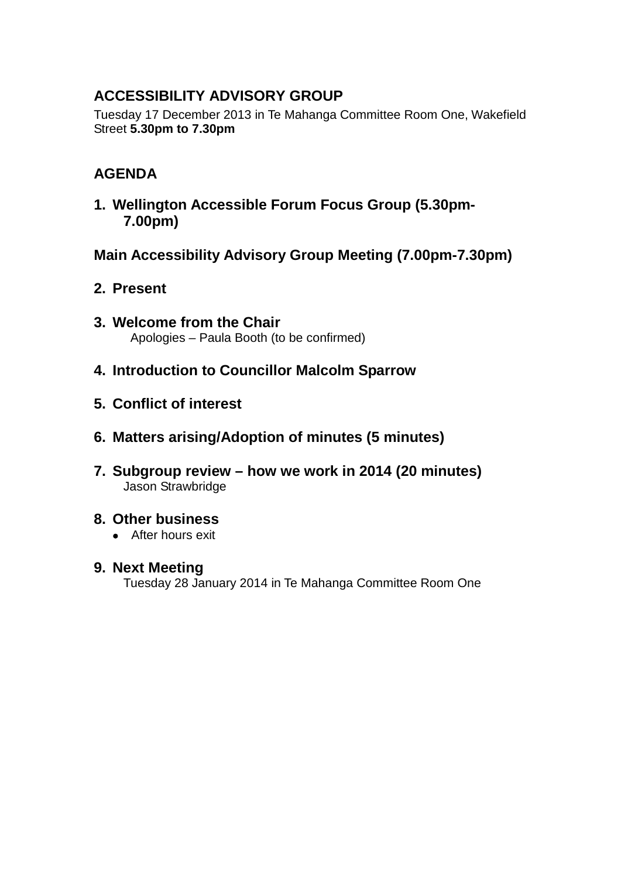# ACCESSIBILITY ADVISORY GROUP

Tuesday 17 December 2013 in Te Mahanga Committee Room One, Wakefield Street **5.30pm to 7.30pm**

## AGENDA

1. **Wellington Accessible Forum Focus Group (5.30pm-7.00pm)**

**Main Accessibility Advisory Group Meeting (7.00pm-7.30pm)**

2. **Present**
3. **Welcome from the Chair**
   Apologies – Paula Booth (to be confirmed)
4. **Introduction to Councillor Malcolm Sparrow**
5. **Conflict of interest**
6. **Matters arising/Adoption of minutes (5 minutes)**
7. **Subgroup review – how we work in 2014 (20 minutes)**
   Jason Strawbridge
8. **Other business**
   - After hours exit
9. **Next Meeting**
   Tuesday 28 January 2014 in Te Mahanga Committee Room One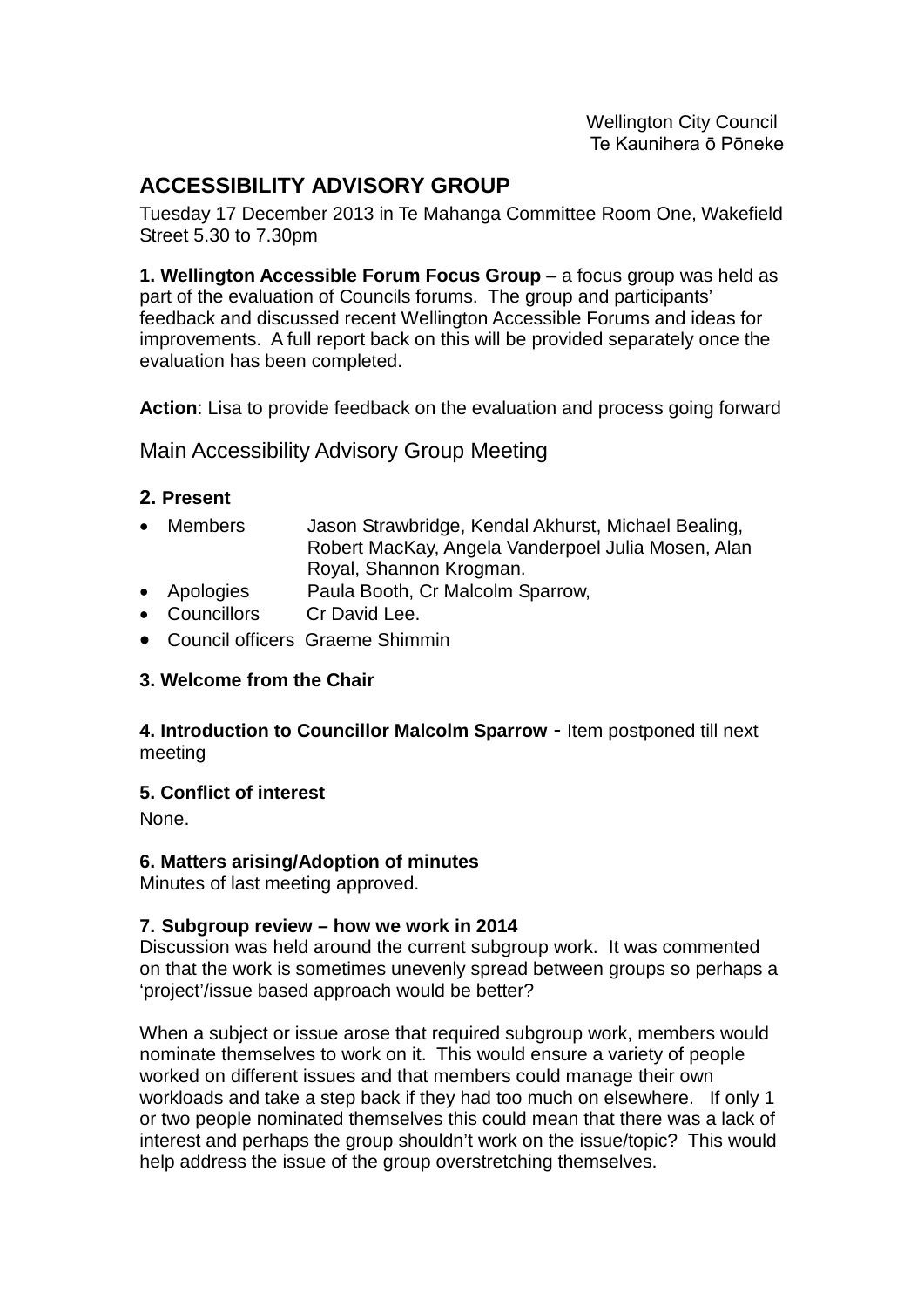Wellington City Council
Te Kaunihera ō Pōneke

## ACCESSIBILITY ADVISORY GROUP

Tuesday 17 December 2013 in Te Mahanga Committee Room One, Wakefield Street 5.30 to 7.30pm

**1. Wellington Accessible Forum Focus Group** – a focus group was held as part of the evaluation of Councils forums. The group and participants' feedback and discussed recent Wellington Accessible Forums and ideas for improvements. A full report back on this will be provided separately once the evaluation has been completed.

**Action**: Lisa to provide feedback on the evaluation and process going forward

## Main Accessibility Advisory Group Meeting

### 2. Present

- Members Jason Strawbridge, Kendal Akhurst, Michael Bealing, Robert MacKay, Angela Vanderpoel Julia Mosen, Alan Royal, Shannon Krogman.
- Apologies Paula Booth, Cr Malcolm Sparrow,
- Councillors Cr David Lee.
- Council officers Graeme Shimmin

### 3. Welcome from the Chair

**4. Introduction to Councillor Malcolm Sparrow -** Item postponed till next meeting

### 5. Conflict of interest

None.

### 6. Matters arising/Adoption of minutes

Minutes of last meeting approved.

### 7. Subgroup review – how we work in 2014

Discussion was held around the current subgroup work. It was commented on that the work is sometimes unevenly spread between groups so perhaps a 'project'/issue based approach would be better?

When a subject or issue arose that required subgroup work, members would nominate themselves to work on it. This would ensure a variety of people worked on different issues and that members could manage their own workloads and take a step back if they had too much on elsewhere. If only 1 or two people nominated themselves this could mean that there was a lack of interest and perhaps the group shouldn't work on the issue/topic? This would help address the issue of the group overstretching themselves.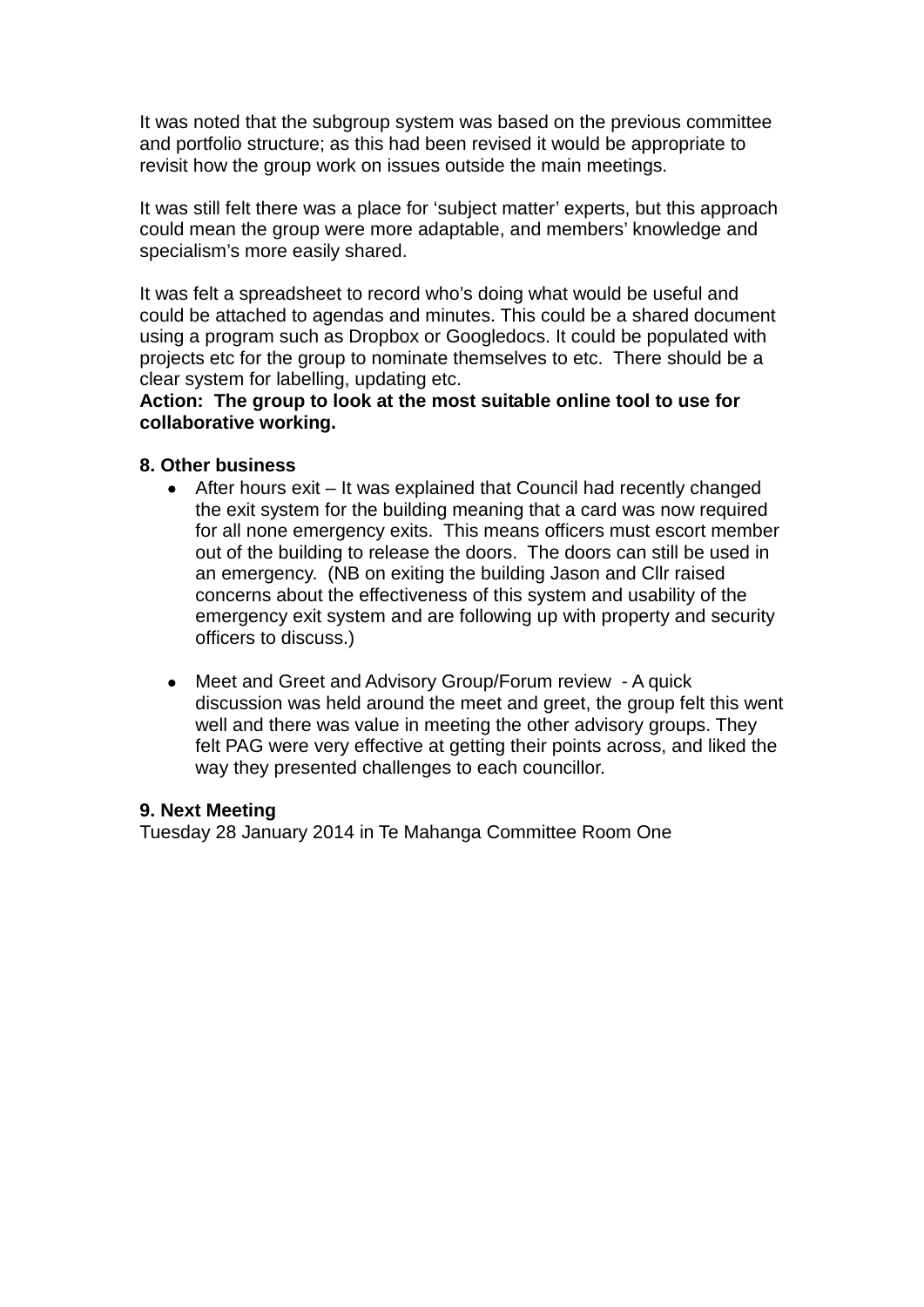It was noted that the subgroup system was based on the previous committee and portfolio structure; as this had been revised it would be appropriate to revisit how the group work on issues outside the main meetings.

It was still felt there was a place for 'subject matter' experts, but this approach could mean the group were more adaptable, and members' knowledge and specialism's more easily shared.

It was felt a spreadsheet to record who's doing what would be useful and could be attached to agendas and minutes. This could be a shared document using a program such as Dropbox or Googledocs. It could be populated with projects etc for the group to nominate themselves to etc. There should be a clear system for labelling, updating etc.
**Action: The group to look at the most suitable online tool to use for collaborative working.**

**8. Other business**

- After hours exit – It was explained that Council had recently changed the exit system for the building meaning that a card was now required for all none emergency exits. This means officers must escort member out of the building to release the doors. The doors can still be used in an emergency. (NB on exiting the building Jason and Cllr raised concerns about the effectiveness of this system and usability of the emergency exit system and are following up with property and security officers to discuss.)

- Meet and Greet and Advisory Group/Forum review - A quick discussion was held around the meet and greet, the group felt this went well and there was value in meeting the other advisory groups. They felt PAG were very effective at getting their points across, and liked the way they presented challenges to each councillor.

**9. Next Meeting**
Tuesday 28 January 2014 in Te Mahanga Committee Room One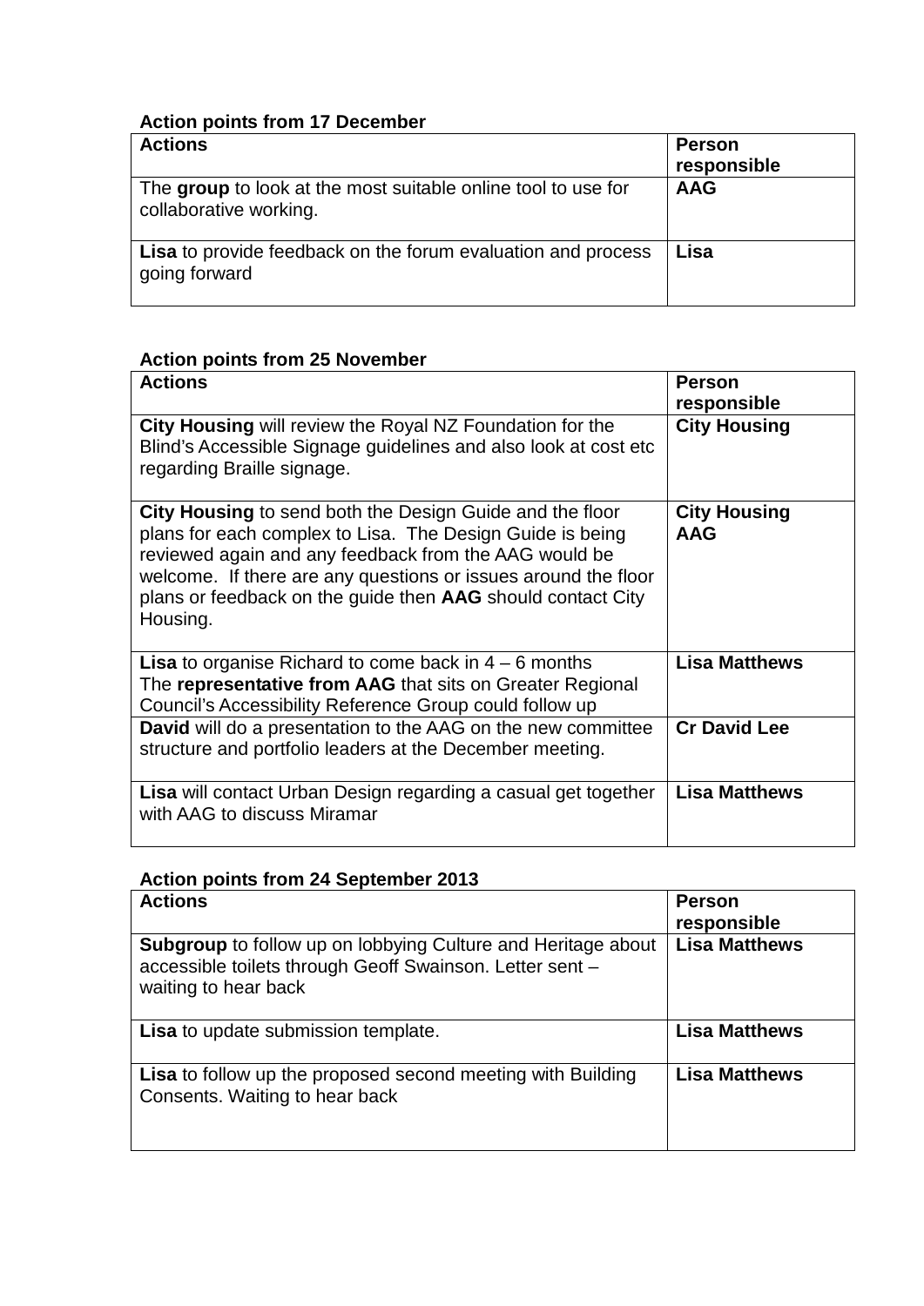**Action points from 17 December**

| Actions | Person responsible |
| --- | --- |
| The **group** to look at the most suitable online tool to use for collaborative working. | **AAG** |
| **Lisa** to provide feedback on the forum evaluation and process going forward | **Lisa** |

**Action points from 25 November**

| Actions | Person responsible |
| --- | --- |
| **City Housing** will review the Royal NZ Foundation for the Blind's Accessible Signage guidelines and also look at cost etc regarding Braille signage. | **City Housing** |
| **City Housing** to send both the Design Guide and the floor plans for each complex to Lisa. The Design Guide is being reviewed again and any feedback from the AAG would be welcome. If there are any questions or issues around the floor plans or feedback on the guide then **AAG** should contact City Housing. | **City Housing**<br>**AAG** |
| **Lisa** to organise Richard to come back in 4 – 6 months<br>The **representative from AAG** that sits on Greater Regional Council's Accessibility Reference Group could follow up | **Lisa Matthews** |
| **David** will do a presentation to the AAG on the new committee structure and portfolio leaders at the December meeting. | **Cr David Lee** |
| **Lisa** will contact Urban Design regarding a casual get together with AAG to discuss Miramar | **Lisa Matthews** |

**Action points from 24 September 2013**

| Actions | Person responsible |
| --- | --- |
| **Subgroup** to follow up on lobbying Culture and Heritage about accessible toilets through Geoff Swainson. Letter sent – waiting to hear back | **Lisa Matthews** |
| **Lisa** to update submission template. | **Lisa Matthews** |
| **Lisa** to follow up the proposed second meeting with Building Consents. Waiting to hear back | **Lisa Matthews** |